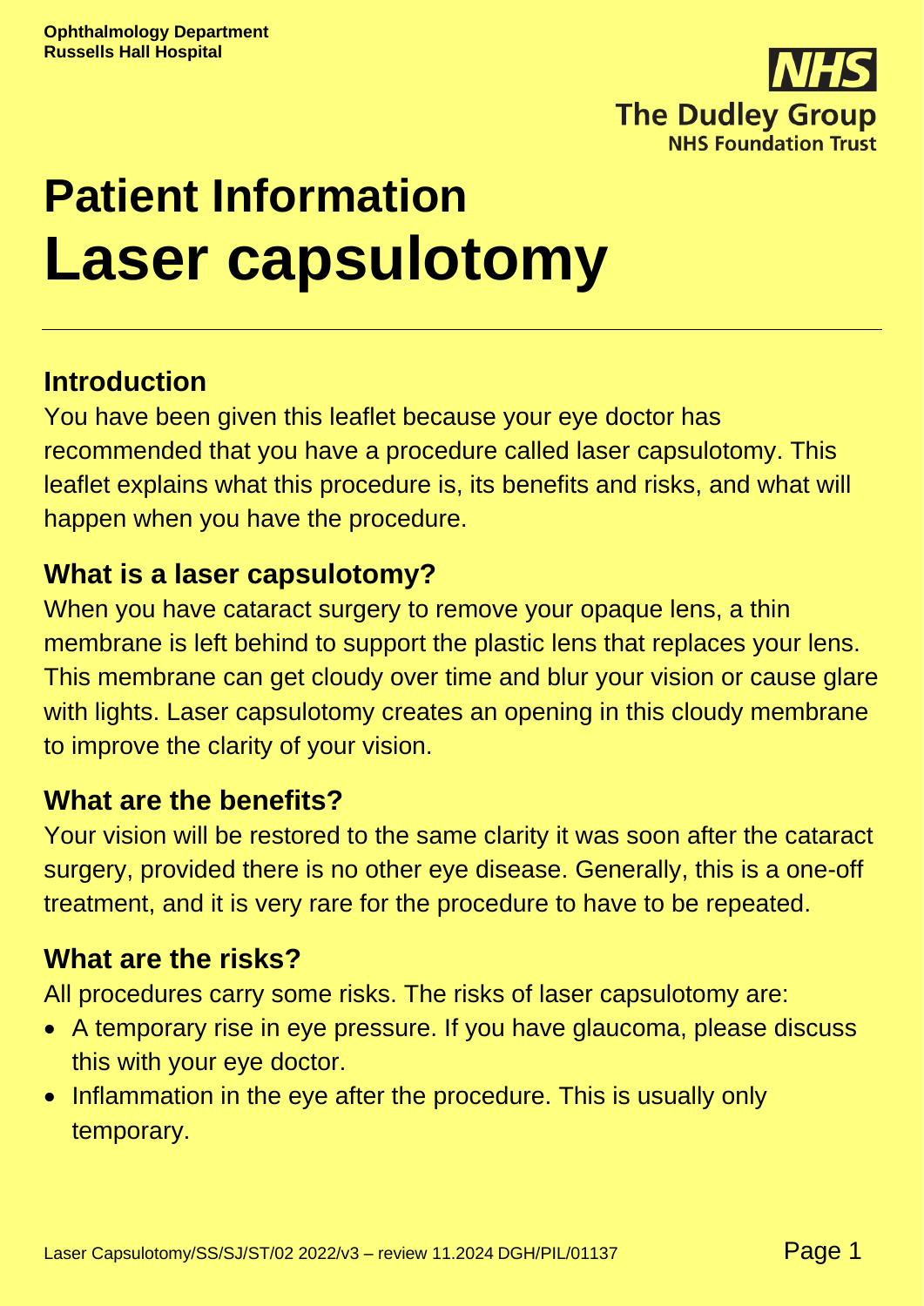Ophthalmology Department
Russells Hall Hospital

The Dudley Group
NHS Foundation Trust

# Patient Information
# Laser capsulotomy

## Introduction

You have been given this leaflet because your eye doctor has recommended that you have a procedure called laser capsulotomy. This leaflet explains what this procedure is, its benefits and risks, and what will happen when you have the procedure.

## What is a laser capsulotomy?

When you have cataract surgery to remove your opaque lens, a thin membrane is left behind to support the plastic lens that replaces your lens. This membrane can get cloudy over time and blur your vision or cause glare with lights. Laser capsulotomy creates an opening in this cloudy membrane to improve the clarity of your vision.

## What are the benefits?

Your vision will be restored to the same clarity it was soon after the cataract surgery, provided there is no other eye disease. Generally, this is a one-off treatment, and it is very rare for the procedure to have to be repeated.

## What are the risks?

All procedures carry some risks. The risks of laser capsulotomy are:

- A temporary rise in eye pressure. If you have glaucoma, please discuss this with your eye doctor.
- Inflammation in the eye after the procedure. This is usually only temporary.

Laser Capsulotomy/SS/SJ/ST/02 2022/v3 – review 11.2024 DGH/PIL/01137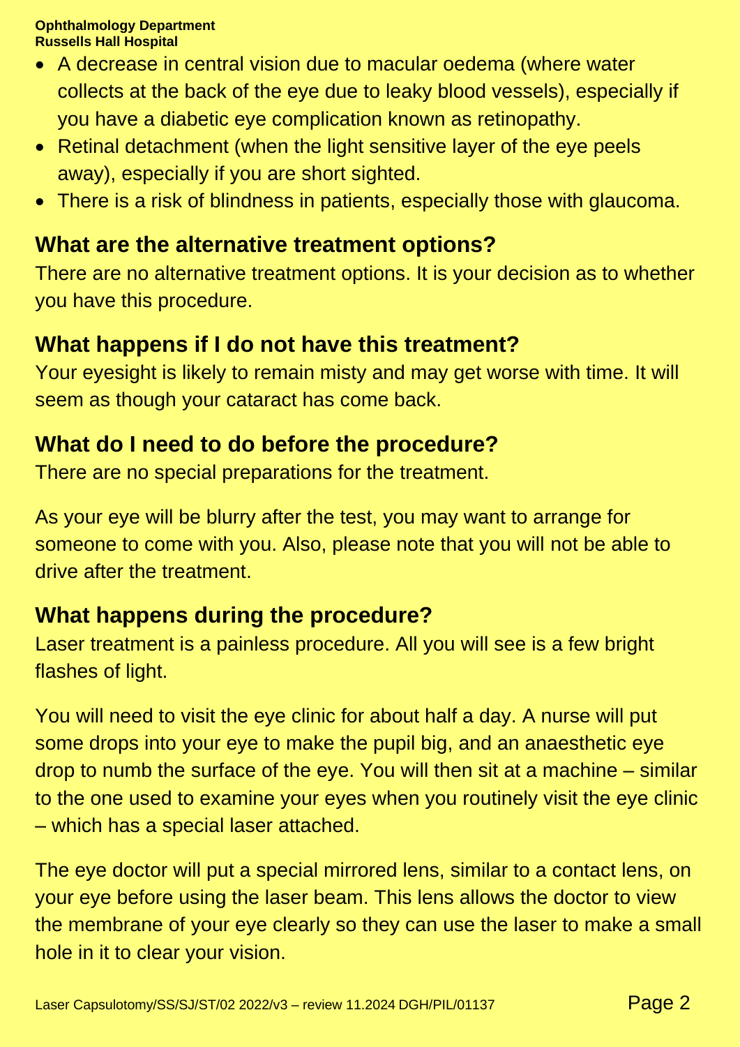- A decrease in central vision due to macular oedema (where water collects at the back of the eye due to leaky blood vessels), especially if you have a diabetic eye complication known as retinopathy.
- Retinal detachment (when the light sensitive layer of the eye peels away), especially if you are short sighted.
- There is a risk of blindness in patients, especially those with glaucoma.

## What are the alternative treatment options?

There are no alternative treatment options. It is your decision as to whether you have this procedure.

## What happens if I do not have this treatment?

Your eyesight is likely to remain misty and may get worse with time. It will seem as though your cataract has come back.

## What do I need to do before the procedure?

There are no special preparations for the treatment.

As your eye will be blurry after the test, you may want to arrange for someone to come with you. Also, please note that you will not be able to drive after the treatment.

## What happens during the procedure?

Laser treatment is a painless procedure. All you will see is a few bright flashes of light.

You will need to visit the eye clinic for about half a day. A nurse will put some drops into your eye to make the pupil big, and an anaesthetic eye drop to numb the surface of the eye. You will then sit at a machine – similar to the one used to examine your eyes when you routinely visit the eye clinic – which has a special laser attached.

The eye doctor will put a special mirrored lens, similar to a contact lens, on your eye before using the laser beam. This lens allows the doctor to view the membrane of your eye clearly so they can use the laser to make a small hole in it to clear your vision.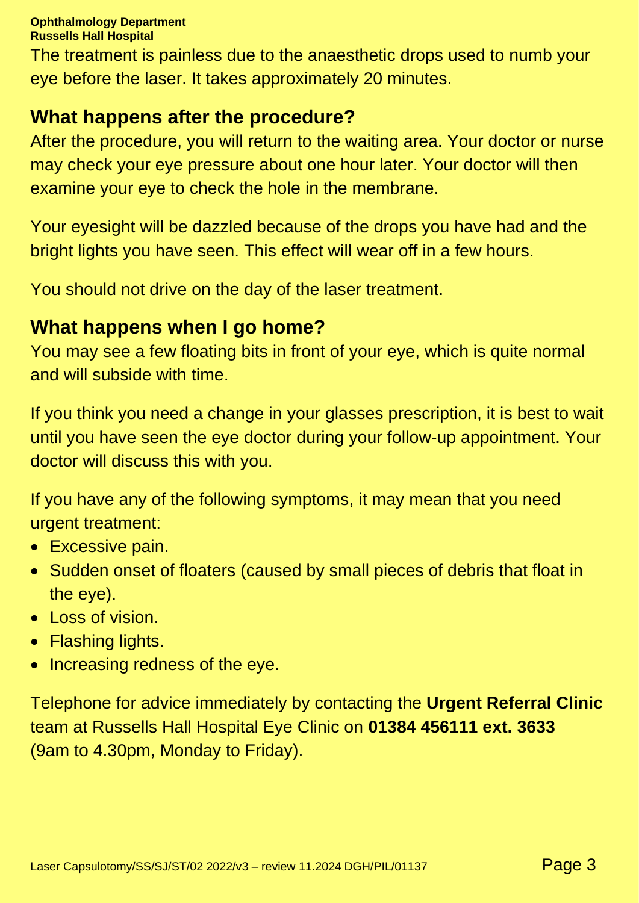The treatment is painless due to the anaesthetic drops used to numb your eye before the laser. It takes approximately 20 minutes.

## What happens after the procedure?

After the procedure, you will return to the waiting area. Your doctor or nurse may check your eye pressure about one hour later. Your doctor will then examine your eye to check the hole in the membrane.

Your eyesight will be dazzled because of the drops you have had and the bright lights you have seen. This effect will wear off in a few hours.

You should not drive on the day of the laser treatment.

## What happens when I go home?

You may see a few floating bits in front of your eye, which is quite normal and will subside with time.

If you think you need a change in your glasses prescription, it is best to wait until you have seen the eye doctor during your follow-up appointment. Your doctor will discuss this with you.

If you have any of the following symptoms, it may mean that you need urgent treatment:

- Excessive pain.
- Sudden onset of floaters (caused by small pieces of debris that float in the eye).
- Loss of vision.
- Flashing lights.
- Increasing redness of the eye.

Telephone for advice immediately by contacting the **Urgent Referral Clinic** team at Russells Hall Hospital Eye Clinic on **01384 456111 ext. 3633** (9am to 4.30pm, Monday to Friday).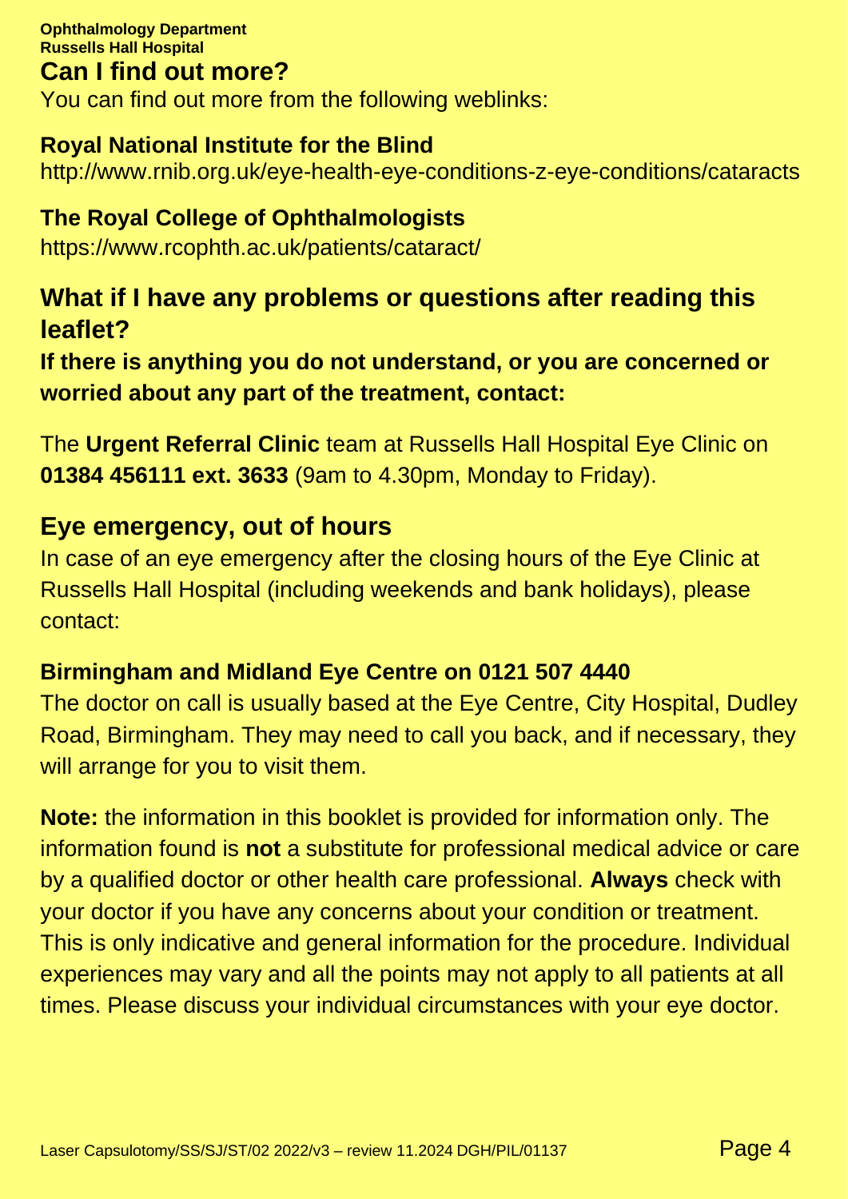## Can I find out more?

You can find out more from the following weblinks:

**Royal National Institute for the Blind**
http://www.rnib.org.uk/eye-health-eye-conditions-z-eye-conditions/cataracts

**The Royal College of Ophthalmologists**
https://www.rcophth.ac.uk/patients/cataract/

## What if I have any problems or questions after reading this leaflet?

**If there is anything you do not understand, or you are concerned or worried about any part of the treatment, contact:**

The **Urgent Referral Clinic** team at Russells Hall Hospital Eye Clinic on **01384 456111 ext. 3633** (9am to 4.30pm, Monday to Friday).

## Eye emergency, out of hours

In case of an eye emergency after the closing hours of the Eye Clinic at Russells Hall Hospital (including weekends and bank holidays), please contact:

**Birmingham and Midland Eye Centre on 0121 507 4440**

The doctor on call is usually based at the Eye Centre, City Hospital, Dudley Road, Birmingham. They may need to call you back, and if necessary, they will arrange for you to visit them.

**Note:** the information in this booklet is provided for information only. The information found is **not** a substitute for professional medical advice or care by a qualified doctor or other health care professional. **Always** check with your doctor if you have any concerns about your condition or treatment. This is only indicative and general information for the procedure. Individual experiences may vary and all the points may not apply to all patients at all times. Please discuss your individual circumstances with your eye doctor.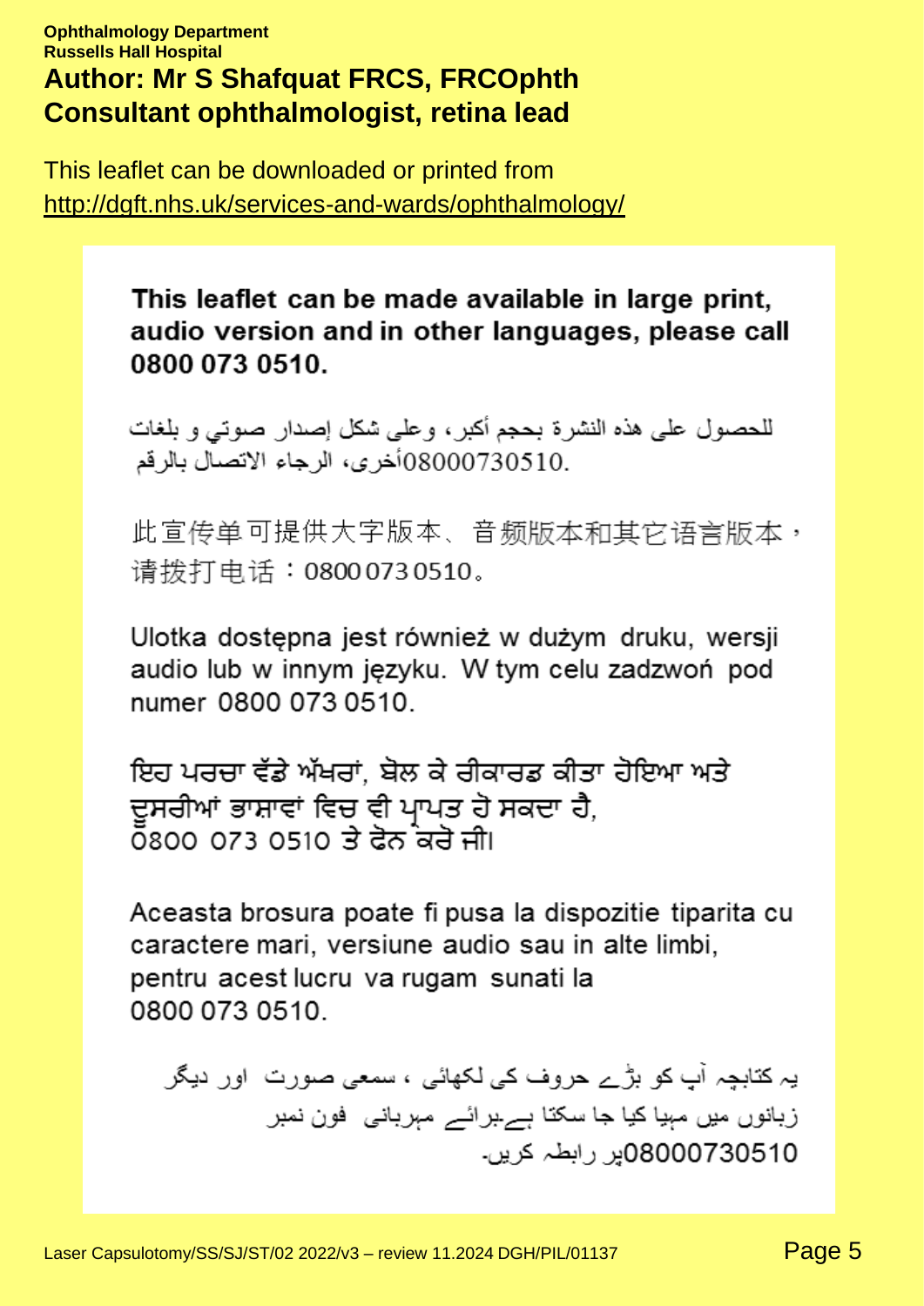**Ophthalmology Department**
**Russells Hall Hospital**

## Author: Mr S Shafquat FRCS, FRCOphth
## Consultant ophthalmologist, retina lead

This leaflet can be downloaded or printed from
http://dgft.nhs.uk/services-and-wards/ophthalmology/

**This leaflet can be made available in large print, audio version and in other languages, please call 0800 073 0510.**

للحصول على هذه النشرة بحجم أكبر، وعلى شكل إصدار صوتي و بلغات أخرى، الرجاء الاتصال بالرقم 08000730510.

此宣传单可提供大字版本、音频版本和其它语言版本，请拨打电话：0800 073 0510。

Ulotka dostępna jest również w dużym druku, wersji audio lub w innym języku. W tym celu zadzwoń pod numer 0800 073 0510.

ਇਹ ਪਰਚਾ ਵੱਡੇ ਅੱਖਰਾਂ, ਬੋਲ ਕੇ ਰੀਕਾਰਡ ਕੀਤਾ ਹੋਇਆ ਅਤੇ ਦੂਸਰੀਆਂ ਭਾਸ਼ਾਵਾਂ ਵਿਚ ਵੀ ਪ੍ਰਾਪਤ ਹੋ ਸਕਦਾ ਹੈ, 0800 073 0510 ਤੇ ਫੋਨ ਕਰੋ ਜੀ।

Aceasta brosura poate fi pusa la dispozitie tiparita cu caractere mari, versiune audio sau in alte limbi, pentru acest lucru va rugam sunati la 0800 073 0510.

یہ کتابچہ آپ کو بڑے حروف کی لکھائی ، سمعی صورت اور دیگر زبانوں میں مہیا کیا جا سکتا ہے۔برائے مہربانی فون نمبر 08000730510پر رابطہ کریں۔

Laser Capsulotomy/SS/SJ/ST/02 2022/v3 – review 11.2024 DGH/PIL/01137